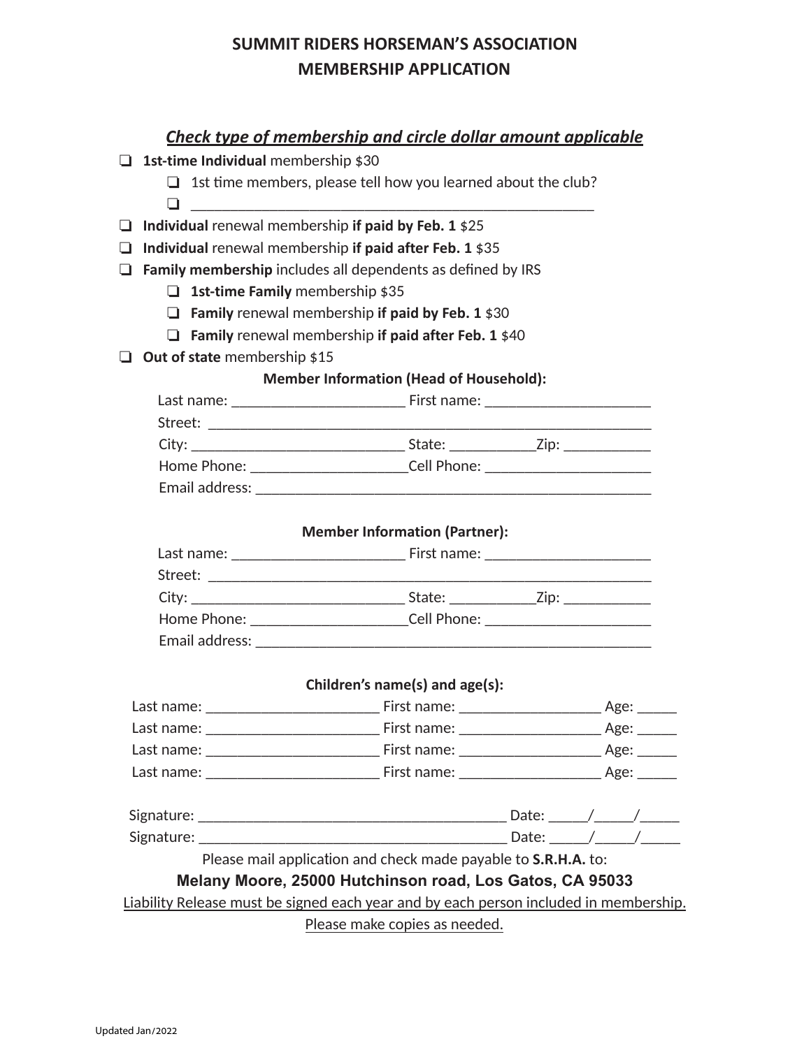# SUMMIT RIDERS HORSEMAN'S ASSOCIATION
# MEMBERSHIP APPLICATION

***Check type of membership and circle dollar amount applicable***

- ❑ **1st-time Individual** membership $30
  - ❑ 1st time members, please tell how you learned about the club?
  - ❑ ____________________________________________________
- ❑ **Individual** renewal membership **if paid by Feb. 1** $25
- ❑ **Individual** renewal membership **if paid after Feb. 1** $35
- ❑ **Family membership** includes all dependents as defined by IRS
  - ❑ **1st-time Family** membership $35
  - ❑ **Family** renewal membership **if paid by Feb. 1** $30
  - ❑ **Family** renewal membership **if paid after Feb. 1** $40
- ❑ **Out of state** membership $15

**Member Information (Head of Household):**

Last name: ______________________ First name: _____________________

Street: _________________________________________________________

City: ___________________________ State: ___________Zip: ___________

Home Phone: ____________________Cell Phone: _____________________

Email address: ___________________________________________________

**Member Information (Partner):**

Last name: ______________________ First name: _____________________

Street: _________________________________________________________

City: ___________________________ State: ___________Zip: ___________

Home Phone: ____________________Cell Phone: _____________________

Email address: ___________________________________________________

**Children's name(s) and age(s):**

Last name: ______________________ First name: __________________ Age: _____

Last name: ______________________ First name: __________________ Age: _____

Last name: ______________________ First name: __________________ Age: _____

Last name: ______________________ First name: __________________ Age: _____

Signature: _______________________________________ Date: _____/_____/_____

Signature: _______________________________________ Date: _____/_____/_____

Please mail application and check made payable to **S.R.H.A.** to:

**Melany Moore, 25000 Hutchinson road, Los Gatos, CA 95033**

Liability Release must be signed each year and by each person included in membership.

Please make copies as needed.

Updated Jan/2022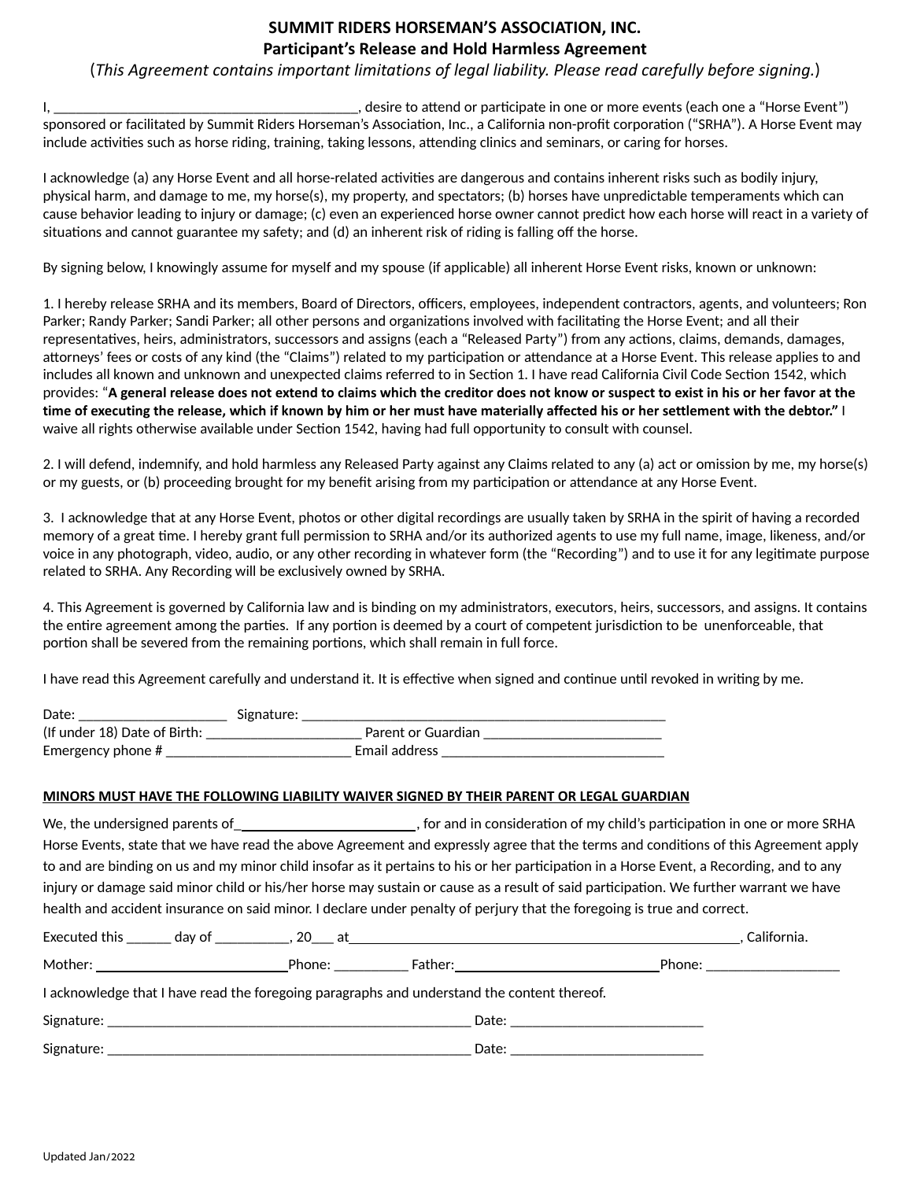# SUMMIT RIDERS HORSEMAN'S ASSOCIATION, INC.

## Participant's Release and Hold Harmless Agreement

(*This Agreement contains important limitations of legal liability. Please read carefully before signing.*)

I, ________________________________________, desire to attend or participate in one or more events (each one a "Horse Event") sponsored or facilitated by Summit Riders Horseman's Association, Inc., a California non-profit corporation ("SRHA"). A Horse Event may include activities such as horse riding, training, taking lessons, attending clinics and seminars, or caring for horses.

I acknowledge (a) any Horse Event and all horse-related activities are dangerous and contains inherent risks such as bodily injury, physical harm, and damage to me, my horse(s), my property, and spectators; (b) horses have unpredictable temperaments which can cause behavior leading to injury or damage; (c) even an experienced horse owner cannot predict how each horse will react in a variety of situations and cannot guarantee my safety; and (d) an inherent risk of riding is falling off the horse.

By signing below, I knowingly assume for myself and my spouse (if applicable) all inherent Horse Event risks, known or unknown:

1. I hereby release SRHA and its members, Board of Directors, officers, employees, independent contractors, agents, and volunteers; Ron Parker; Randy Parker; Sandi Parker; all other persons and organizations involved with facilitating the Horse Event; and all their representatives, heirs, administrators, successors and assigns (each a "Released Party") from any actions, claims, demands, damages, attorneys' fees or costs of any kind (the "Claims") related to my participation or attendance at a Horse Event. This release applies to and includes all known and unknown and unexpected claims referred to in Section 1. I have read California Civil Code Section 1542, which provides: "**A general release does not extend to claims which the creditor does not know or suspect to exist in his or her favor at the time of executing the release, which if known by him or her must have materially affected his or her settlement with the debtor.**" I waive all rights otherwise available under Section 1542, having had full opportunity to consult with counsel.

2. I will defend, indemnify, and hold harmless any Released Party against any Claims related to any (a) act or omission by me, my horse(s) or my guests, or (b) proceeding brought for my benefit arising from my participation or attendance at any Horse Event.

3. I acknowledge that at any Horse Event, photos or other digital recordings are usually taken by SRHA in the spirit of having a recorded memory of a great time. I hereby grant full permission to SRHA and/or its authorized agents to use my full name, image, likeness, and/or voice in any photograph, video, audio, or any other recording in whatever form (the "Recording") and to use it for any legitimate purpose related to SRHA. Any Recording will be exclusively owned by SRHA.

4. This Agreement is governed by California law and is binding on my administrators, executors, heirs, successors, and assigns. It contains the entire agreement among the parties. If any portion is deemed by a court of competent jurisdiction to be unenforceable, that portion shall be severed from the remaining portions, which shall remain in full force.

I have read this Agreement carefully and understand it. It is effective when signed and continue until revoked in writing by me.

Date: ____________________ Signature: ______________________________________________
(If under 18) Date of Birth: ____________________ Parent or Guardian ________________________
Emergency phone # ________________________ Email address ______________________________

**MINORS MUST HAVE THE FOLLOWING LIABILITY WAIVER SIGNED BY THEIR PARENT OR LEGAL GUARDIAN**

We, the undersigned parents of________________________, for and in consideration of my child's participation in one or more SRHA Horse Events, state that we have read the above Agreement and expressly agree that the terms and conditions of this Agreement apply to and are binding on us and my minor child insofar as it pertains to his or her participation in a Horse Event, a Recording, and to any injury or damage said minor child or his/her horse may sustain or cause as a result of said participation. We further warrant we have health and accident insurance on said minor. I declare under penalty of perjury that the foregoing is true and correct.

Executed this ______ day of __________, 20___ at______________________________________________________, California.

Mother: __________________________ Phone: __________ Father: ____________________________ Phone: __________________

I acknowledge that I have read the foregoing paragraphs and understand the content thereof.

Signature: __________________________________________________ Date: __________________________

Signature: __________________________________________________ Date: __________________________

Updated Jan/2022